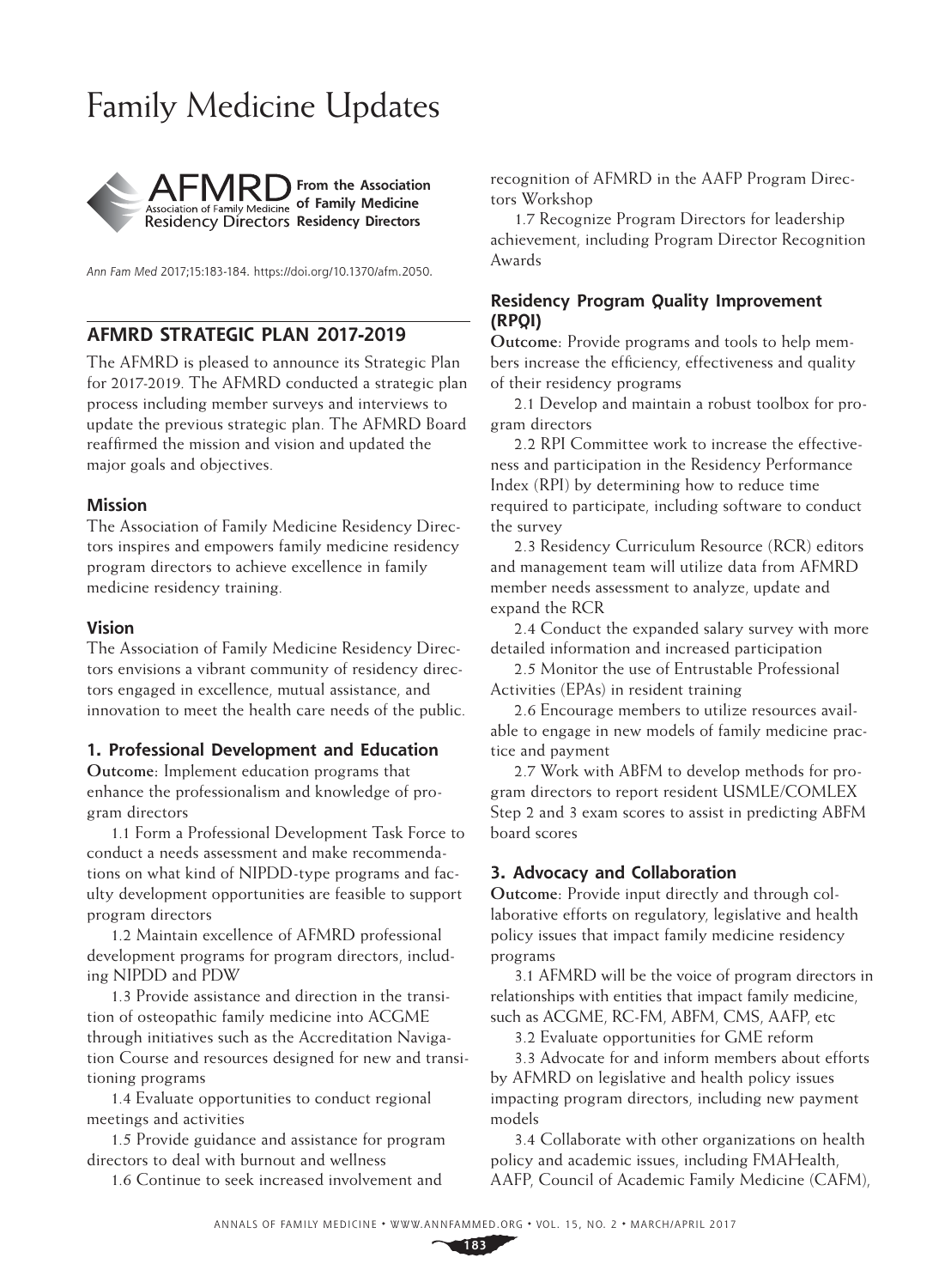# Family Medicine Updates

AFMRD Association of Family Medicine Residency Directors — From the Association of Family Medicine Residency Directors

*Ann Fam Med* 2017;15:183-184. https://doi.org/10.1370/afm.2050.

## AFMRD STRATEGIC PLAN 2017-2019

The AFMRD is pleased to announce its Strategic Plan for 2017-2019. The AFMRD conducted a strategic plan process including member surveys and interviews to update the previous strategic plan. The AFMRD Board reaffirmed the mission and vision and updated the major goals and objectives.

### Mission

The Association of Family Medicine Residency Directors inspires and empowers family medicine residency program directors to achieve excellence in family medicine residency training.

### Vision

The Association of Family Medicine Residency Directors envisions a vibrant community of residency directors engaged in excellence, mutual assistance, and innovation to meet the health care needs of the public.

### 1. Professional Development and Education

**Outcome:** Implement education programs that enhance the professionalism and knowledge of program directors

1.1 Form a Professional Development Task Force to conduct a needs assessment and make recommendations on what kind of NIPDD-type programs and faculty development opportunities are feasible to support program directors

1.2 Maintain excellence of AFMRD professional development programs for program directors, including NIPDD and PDW

1.3 Provide assistance and direction in the transition of osteopathic family medicine into ACGME through initiatives such as the Accreditation Navigation Course and resources designed for new and transitioning programs

1.4 Evaluate opportunities to conduct regional meetings and activities

1.5 Provide guidance and assistance for program directors to deal with burnout and wellness

1.6 Continue to seek increased involvement and recognition of AFMRD in the AAFP Program Directors Workshop

1.7 Recognize Program Directors for leadership achievement, including Program Director Recognition Awards

### Residency Program Quality Improvement (RPQI)

**Outcome:** Provide programs and tools to help members increase the efficiency, effectiveness and quality of their residency programs

2.1 Develop and maintain a robust toolbox for program directors

2.2 RPI Committee work to increase the effectiveness and participation in the Residency Performance Index (RPI) by determining how to reduce time required to participate, including software to conduct the survey

2.3 Residency Curriculum Resource (RCR) editors and management team will utilize data from AFMRD member needs assessment to analyze, update and expand the RCR

2.4 Conduct the expanded salary survey with more detailed information and increased participation

2.5 Monitor the use of Entrustable Professional Activities (EPAs) in resident training

2.6 Encourage members to utilize resources available to engage in new models of family medicine practice and payment

2.7 Work with ABFM to develop methods for program directors to report resident USMLE/COMLEX Step 2 and 3 exam scores to assist in predicting ABFM board scores

### 3. Advocacy and Collaboration

**Outcome:** Provide input directly and through collaborative efforts on regulatory, legislative and health policy issues that impact family medicine residency programs

3.1 AFMRD will be the voice of program directors in relationships with entities that impact family medicine, such as ACGME, RC-FM, ABFM, CMS, AAFP, etc

3.2 Evaluate opportunities for GME reform

3.3 Advocate for and inform members about efforts by AFMRD on legislative and health policy issues impacting program directors, including new payment models

3.4 Collaborate with other organizations on health policy and academic issues, including FMAHealth, AAFP, Council of Academic Family Medicine (CAFM),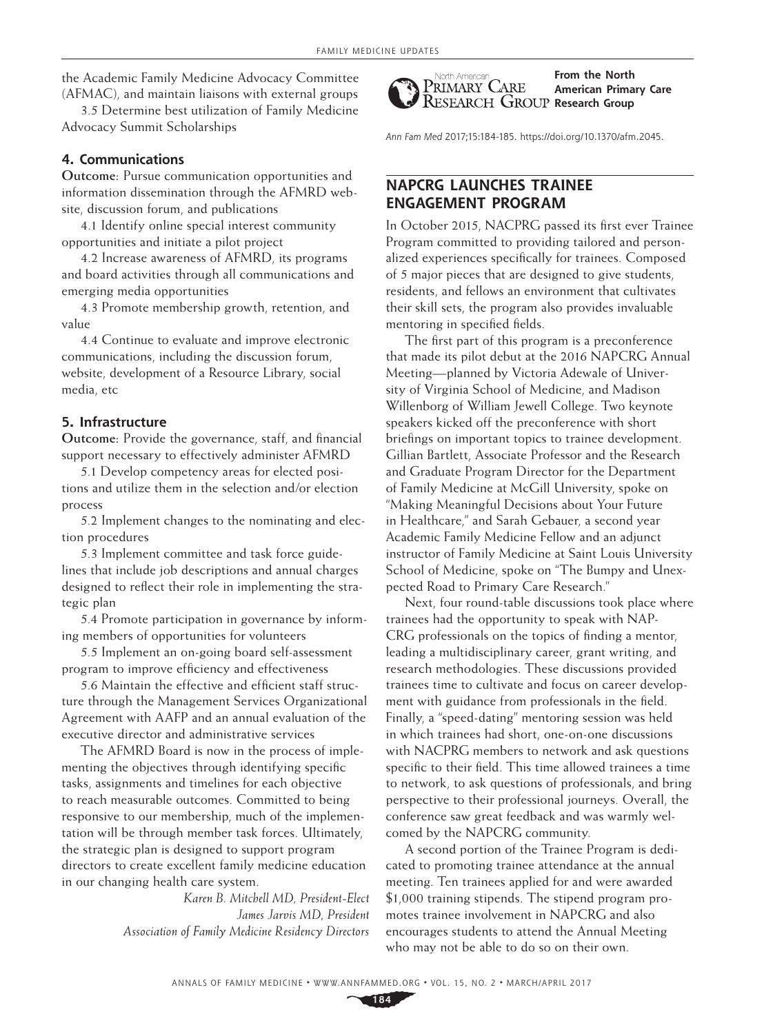the Academic Family Medicine Advocacy Committee (AFMAC), and maintain liaisons with external groups

3.5 Determine best utilization of Family Medicine Advocacy Summit Scholarships

### 4. Communications

**Outcome:** Pursue communication opportunities and information dissemination through the AFMRD website, discussion forum, and publications

4.1 Identify online special interest community opportunities and initiate a pilot project

4.2 Increase awareness of AFMRD, its programs and board activities through all communications and emerging media opportunities

4.3 Promote membership growth, retention, and value

4.4 Continue to evaluate and improve electronic communications, including the discussion forum, website, development of a Resource Library, social media, etc

### 5. Infrastructure

**Outcome:** Provide the governance, staff, and financial support necessary to effectively administer AFMRD

5.1 Develop competency areas for elected positions and utilize them in the selection and/or election process

5.2 Implement changes to the nominating and election procedures

5.3 Implement committee and task force guidelines that include job descriptions and annual charges designed to reflect their role in implementing the strategic plan

5.4 Promote participation in governance by informing members of opportunities for volunteers

5.5 Implement an on-going board self-assessment program to improve efficiency and effectiveness

5.6 Maintain the effective and efficient staff structure through the Management Services Organizational Agreement with AAFP and an annual evaluation of the executive director and administrative services

The AFMRD Board is now in the process of implementing the objectives through identifying specific tasks, assignments and timelines for each objective to reach measurable outcomes. Committed to being responsive to our membership, much of the implementation will be through member task forces. Ultimately, the strategic plan is designed to support program directors to create excellent family medicine education in our changing health care system.

*Karen B. Mitchell MD, President-Elect*
*James Jarvis MD, President*
*Association of Family Medicine Residency Directors*

**From the North American Primary Care Research Group**

*Ann Fam Med* 2017;15:184-185. https://doi.org/10.1370/afm.2045.

## NAPCRG LAUNCHES TRAINEE ENGAGEMENT PROGRAM

In October 2015, NACPRG passed its first ever Trainee Program committed to providing tailored and personalized experiences specifically for trainees. Composed of 5 major pieces that are designed to give students, residents, and fellows an environment that cultivates their skill sets, the program also provides invaluable mentoring in specified fields.

The first part of this program is a preconference that made its pilot debut at the 2016 NAPCRG Annual Meeting—planned by Victoria Adewale of University of Virginia School of Medicine, and Madison Willenborg of William Jewell College. Two keynote speakers kicked off the preconference with short briefings on important topics to trainee development. Gillian Bartlett, Associate Professor and the Research and Graduate Program Director for the Department of Family Medicine at McGill University, spoke on "Making Meaningful Decisions about Your Future in Healthcare," and Sarah Gebauer, a second year Academic Family Medicine Fellow and an adjunct instructor of Family Medicine at Saint Louis University School of Medicine, spoke on "The Bumpy and Unexpected Road to Primary Care Research."

Next, four round-table discussions took place where trainees had the opportunity to speak with NAPCRG professionals on the topics of finding a mentor, leading a multidisciplinary career, grant writing, and research methodologies. These discussions provided trainees time to cultivate and focus on career development with guidance from professionals in the field. Finally, a "speed-dating" mentoring session was held in which trainees had short, one-on-one discussions with NACPRG members to network and ask questions specific to their field. This time allowed trainees a time to network, to ask questions of professionals, and bring perspective to their professional journeys. Overall, the conference saw great feedback and was warmly welcomed by the NAPCRG community.

A second portion of the Trainee Program is dedicated to promoting trainee attendance at the annual meeting. Ten trainees applied for and were awarded $1,000 training stipends. The stipend program promotes trainee involvement in NAPCRG and also encourages students to attend the Annual Meeting who may not be able to do so on their own.